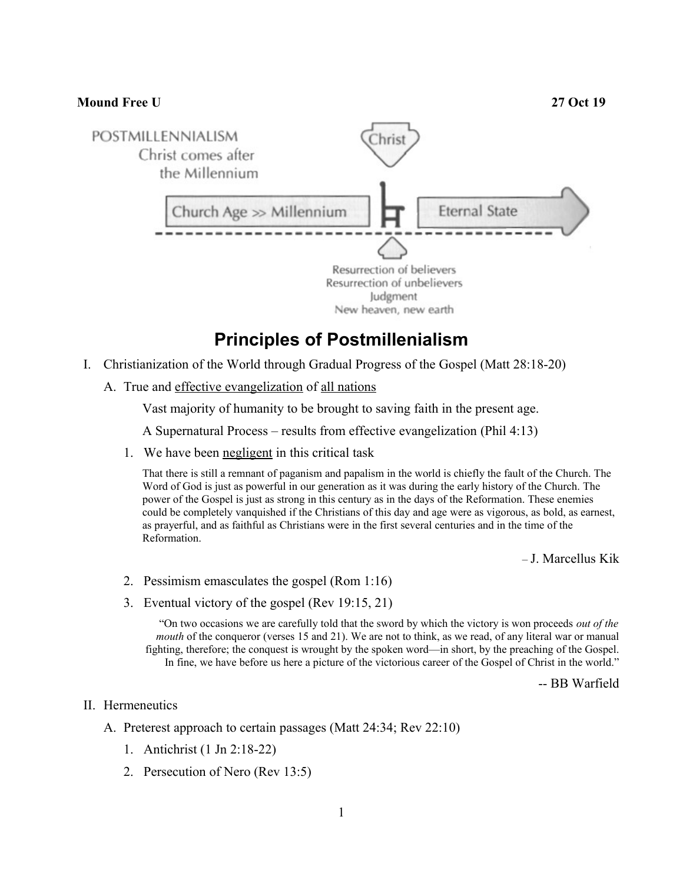**Mound Free U** **27 Oct 19**

POSTMILLENNIALISM
Christ comes after the Millennium

Christ

Church Age >> Millennium | Eternal State

Resurrection of believers
Resurrection of unbelievers
Judgment
New heaven, new earth

# Principles of Postmillenialism

I. Christianization of the World through Gradual Progress of the Gospel (Matt 28:18-20)

   A. True and <u>effective evangelization</u> of <u>all nations</u>

      Vast majority of humanity to be brought to saving faith in the present age.

      A Supernatural Process – results from effective evangelization (Phil 4:13)

      1. We have been <u>negligent</u> in this critical task

         That there is still a remnant of paganism and papalism in the world is chiefly the fault of the Church. The Word of God is just as powerful in our generation as it was during the early history of the Church. The power of the Gospel is just as strong in this century as in the days of the Reformation. These enemies could be completely vanquished if the Christians of this day and age were as vigorous, as bold, as earnest, as prayerful, and as faithful as Christians were in the first several centuries and in the time of the Reformation.

         – J. Marcellus Kik

      2. Pessimism emasculates the gospel (Rom 1:16)

      3. Eventual victory of the gospel (Rev 19:15, 21)

         "On two occasions we are carefully told that the sword by which the victory is won proceeds *out of the mouth* of the conqueror (verses 15 and 21). We are not to think, as we read, of any literal war or manual fighting, therefore; the conquest is wrought by the spoken word—in short, by the preaching of the Gospel. In fine, we have before us here a picture of the victorious career of the Gospel of Christ in the world."

         -- BB Warfield

II. Hermeneutics

   A. Preterest approach to certain passages (Matt 24:34; Rev 22:10)

      1. Antichrist (1 Jn 2:18-22)

      2. Persecution of Nero (Rev 13:5)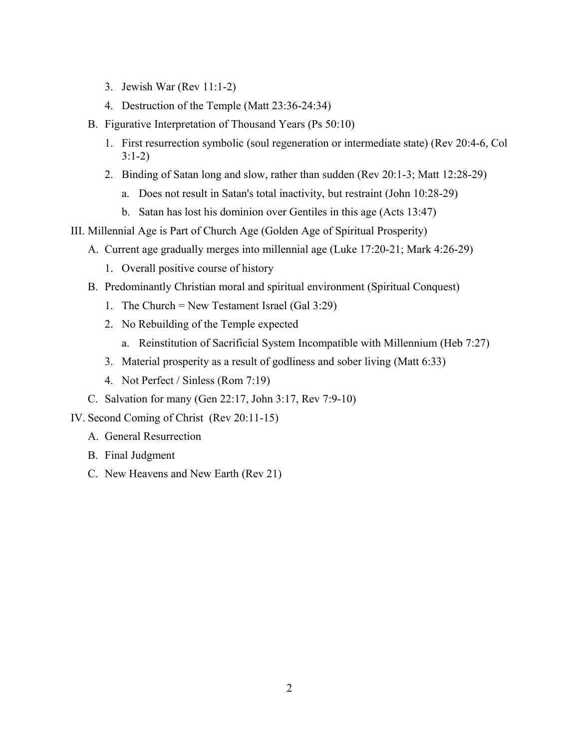3. Jewish War (Rev 11:1-2)
4. Destruction of the Temple (Matt 23:36-24:34)

B. Figurative Interpretation of Thousand Years (Ps 50:10)

1. First resurrection symbolic (soul regeneration or intermediate state) (Rev 20:4-6, Col 3:1-2)
2. Binding of Satan long and slow, rather than sudden (Rev 20:1-3; Matt 12:28-29)
    a. Does not result in Satan's total inactivity, but restraint (John 10:28-29)
    b. Satan has lost his dominion over Gentiles in this age (Acts 13:47)

III. Millennial Age is Part of Church Age (Golden Age of Spiritual Prosperity)

A. Current age gradually merges into millennial age (Luke 17:20-21; Mark 4:26-29)

1. Overall positive course of history

B. Predominantly Christian moral and spiritual environment (Spiritual Conquest)

1. The Church = New Testament Israel (Gal 3:29)
2. No Rebuilding of the Temple expected
    a. Reinstitution of Sacrificial System Incompatible with Millennium (Heb 7:27)
3. Material prosperity as a result of godliness and sober living (Matt 6:33)
4. Not Perfect / Sinless (Rom 7:19)

C. Salvation for many (Gen 22:17, John 3:17, Rev 7:9-10)

IV. Second Coming of Christ (Rev 20:11-15)

A. General Resurrection

B. Final Judgment

C. New Heavens and New Earth (Rev 21)